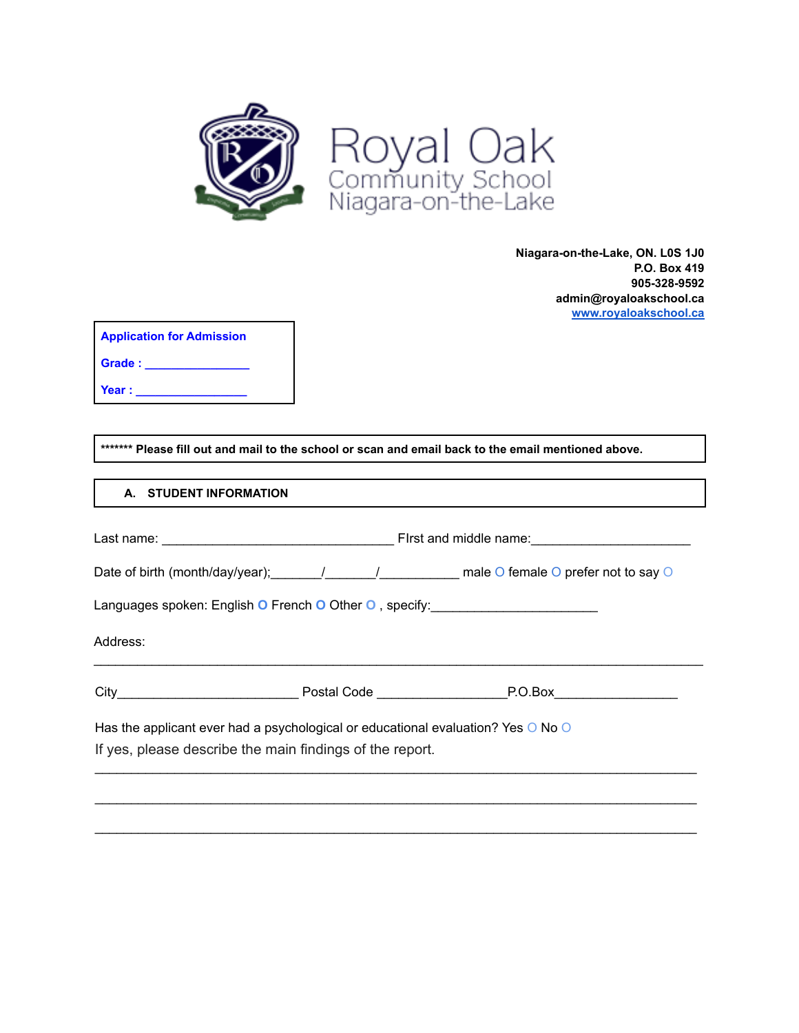# Royal Oak
## Community School
## Niagara-on-the-Lake

**Niagara-on-the-Lake, ON. L0S 1J0**
**P.O. Box 419**
**905-328-9592**
**admin@royaloakschool.ca**
**www.royaloakschool.ca**

**Application for Admission**

**Grade : _______________**

**Year : ________________**

**\*\*\*\*\*\*\* Please fill out and mail to the school or scan and email back to the email mentioned above.**

## A. STUDENT INFORMATION

Last name: ________________________________ FIrst and middle name:______________________

Date of birth (month/day/year);_______/_______/___________ male O female O prefer not to say O

Languages spoken: English O French O Other O , specify:_______________________

Address:

___________________________________________________________________________________

City_________________________ Postal Code __________________P.O.Box________________

Has the applicant ever had a psychological or educational evaluation? Yes O No O

If yes, please describe the main findings of the report.

___________________________________________________________________________________

___________________________________________________________________________________

___________________________________________________________________________________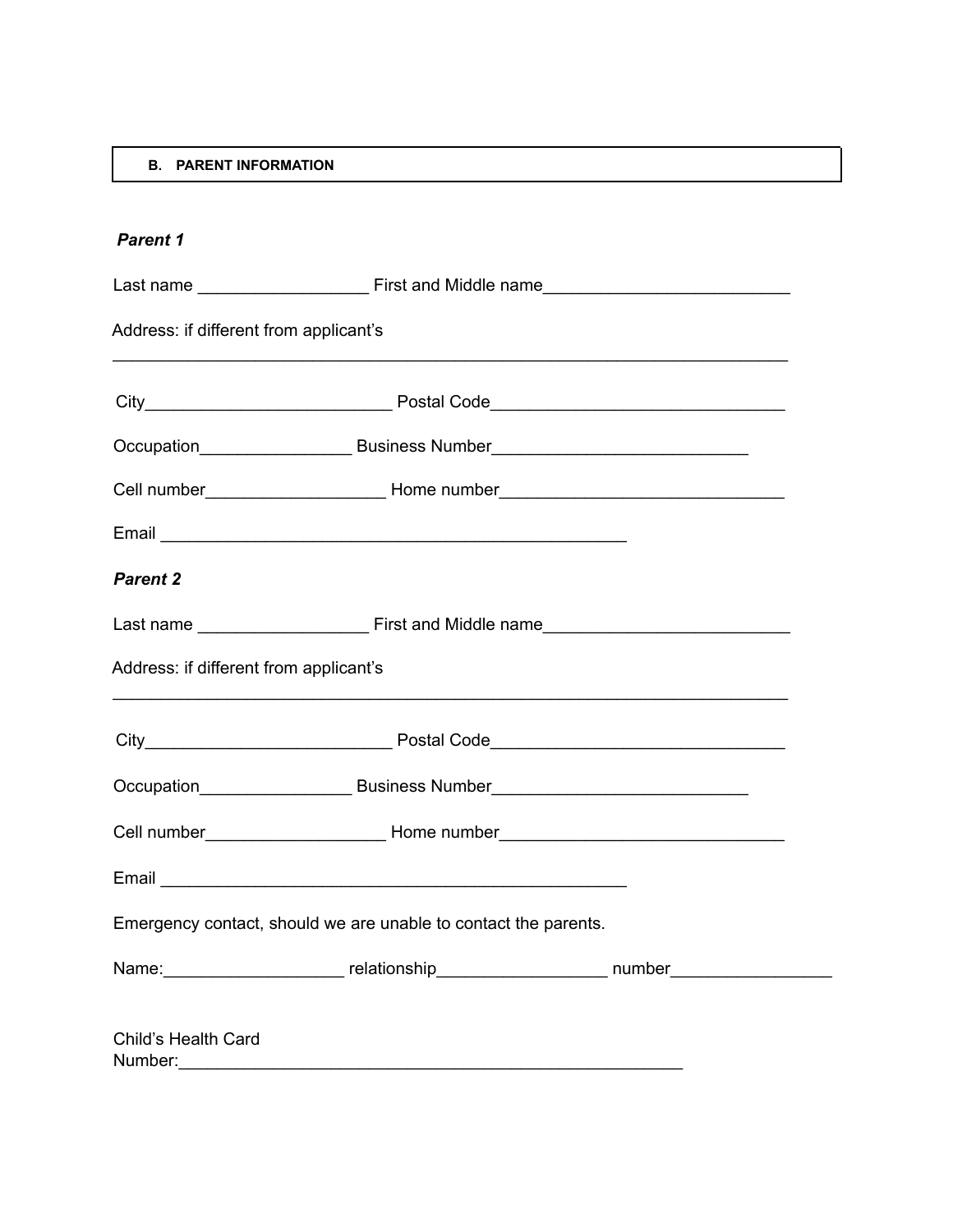## B. PARENT INFORMATION

***Parent 1***

Last name __________________ First and Middle name__________________________

Address: if different from applicant's

________________________________________________________________________

City__________________________ Postal Code_______________________________

Occupation________________ Business Number___________________________

Cell number___________________ Home number______________________________

Email __________________________________________________

***Parent 2***

Last name __________________ First and Middle name__________________________

Address: if different from applicant's

________________________________________________________________________

City__________________________ Postal Code_______________________________

Occupation________________ Business Number___________________________

Cell number___________________ Home number______________________________

Email __________________________________________________

Emergency contact, should we are unable to contact the parents.

Name:___________________ relationship__________________ number_________________

Child's Health Card Number:______________________________________________________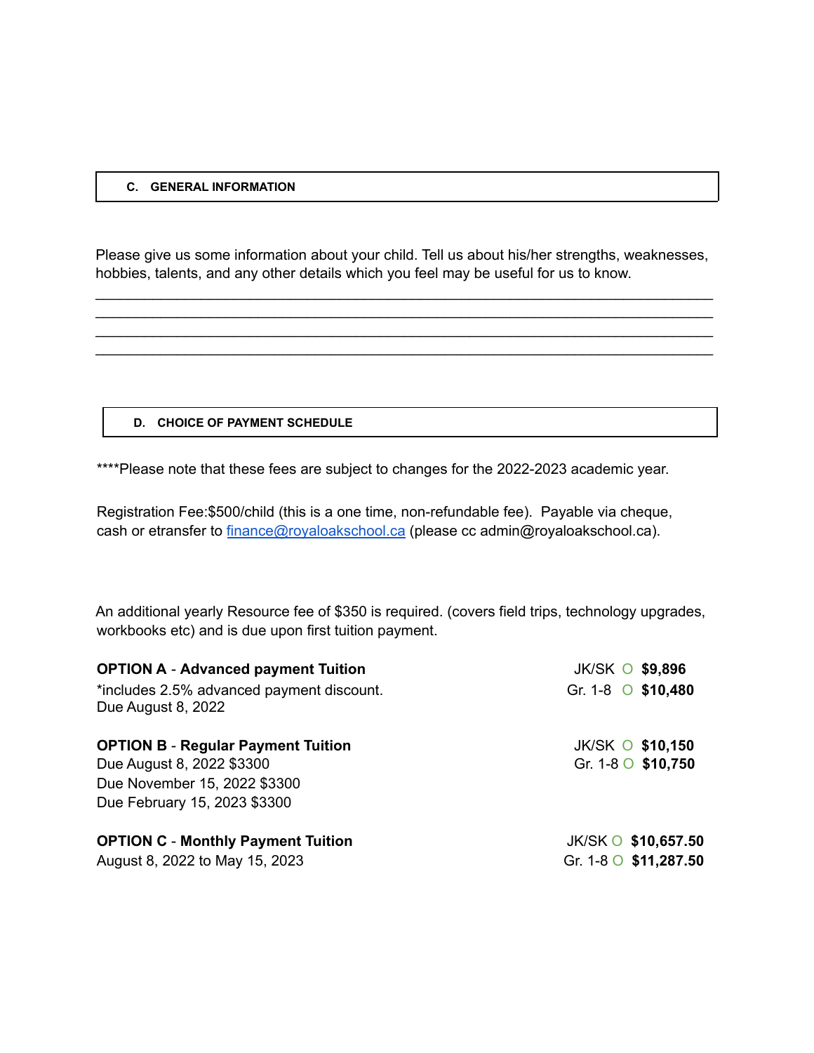## C. GENERAL INFORMATION

Please give us some information about your child. Tell us about his/her strengths, weaknesses, hobbies, talents, and any other details which you feel may be useful for us to know.

\_\_\_\_\_\_\_\_\_\_\_\_\_\_\_\_\_\_\_\_\_\_\_\_\_\_\_\_\_\_\_\_\_\_\_\_\_\_\_\_\_\_\_\_\_\_\_\_\_\_\_\_\_\_\_\_\_\_\_\_\_\_\_\_\_\_\_\_\_\_\_\_\_\_
\_\_\_\_\_\_\_\_\_\_\_\_\_\_\_\_\_\_\_\_\_\_\_\_\_\_\_\_\_\_\_\_\_\_\_\_\_\_\_\_\_\_\_\_\_\_\_\_\_\_\_\_\_\_\_\_\_\_\_\_\_\_\_\_\_\_\_\_\_\_\_\_\_\_
\_\_\_\_\_\_\_\_\_\_\_\_\_\_\_\_\_\_\_\_\_\_\_\_\_\_\_\_\_\_\_\_\_\_\_\_\_\_\_\_\_\_\_\_\_\_\_\_\_\_\_\_\_\_\_\_\_\_\_\_\_\_\_\_\_\_\_\_\_\_\_\_\_\_
\_\_\_\_\_\_\_\_\_\_\_\_\_\_\_\_\_\_\_\_\_\_\_\_\_\_\_\_\_\_\_\_\_\_\_\_\_\_\_\_\_\_\_\_\_\_\_\_\_\_\_\_\_\_\_\_\_\_\_\_\_\_\_\_\_\_\_\_\_\_\_\_\_\_

## D. CHOICE OF PAYMENT SCHEDULE

****Please note that these fees are subject to changes for the 2022-2023 academic year.

Registration Fee:$500/child (this is a one time, non-refundable fee). Payable via cheque, cash or etransfer to finance@royaloakschool.ca (please cc admin@royaloakschool.ca).

An additional yearly Resource fee of $350 is required. (covers field trips, technology upgrades, workbooks etc) and is due upon first tuition payment.

**OPTION A** - **Advanced payment Tuition**
*includes 2.5% advanced payment discount.
Due August 8, 2022

- JK/SK ○ **$9,896**
- Gr. 1-8 ○ **$10,480**

**OPTION B** - **Regular Payment Tuition**
Due August 8, 2022 $3300
Due November 15, 2022 $3300
Due February 15, 2023 $3300

- JK/SK ○ **$10,150**
- Gr. 1-8 ○ **$10,750**

**OPTION C** - **Monthly Payment Tuition**
August 8, 2022 to May 15, 2023

- JK/SK ○ **$10,657.50**
- Gr. 1-8 ○ **$11,287.50**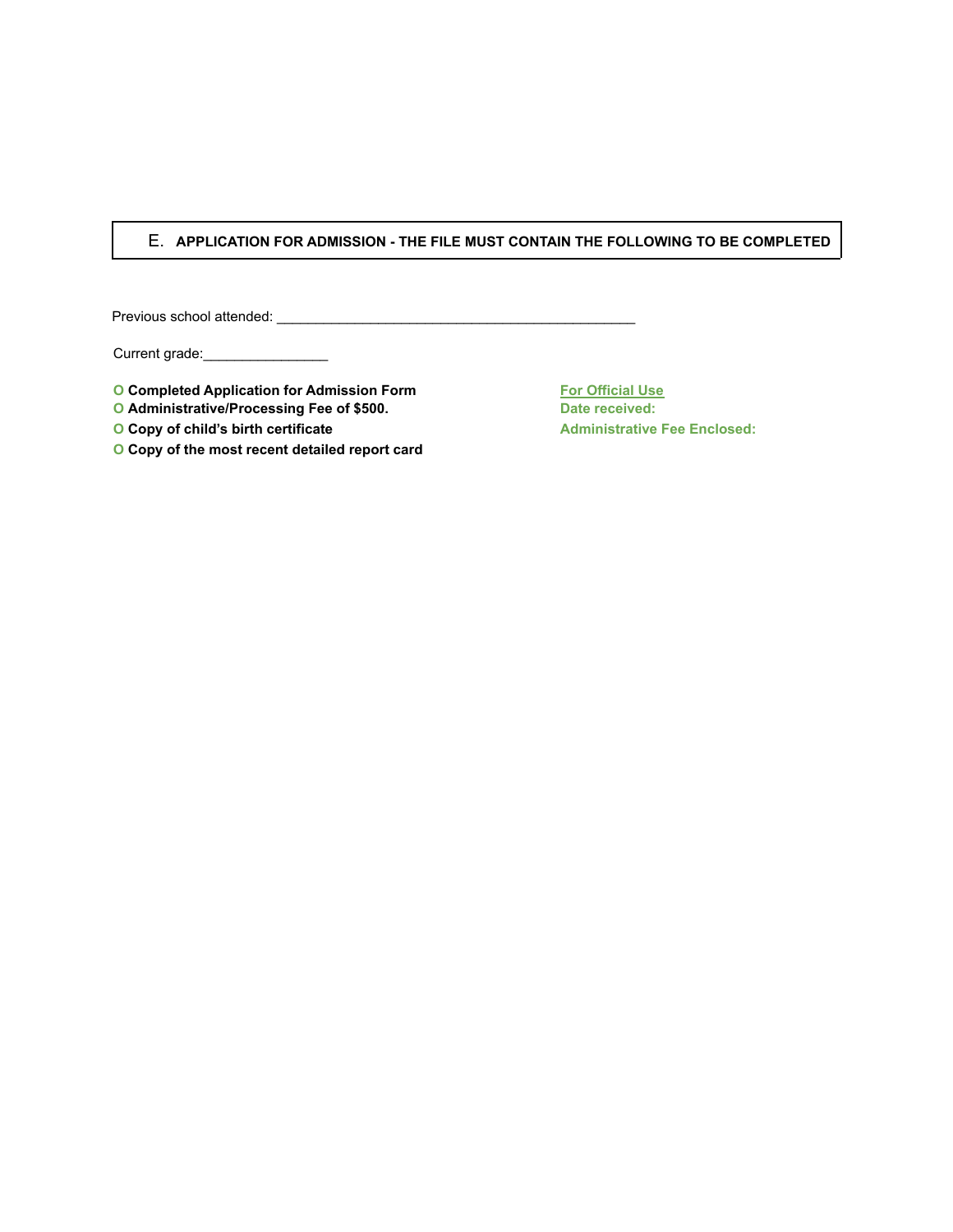## E. APPLICATION FOR ADMISSION - THE FILE MUST CONTAIN THE FOLLOWING TO BE COMPLETED

Previous school attended: _______________________________________________

Current grade:________________

- O **Completed Application for Admission Form**
- O **Administrative/Processing Fee of $500.**
- O **Copy of child's birth certificate**
- O **Copy of the most recent detailed report card**

**For Official Use**

**Date received:**

**Administrative Fee Enclosed:**